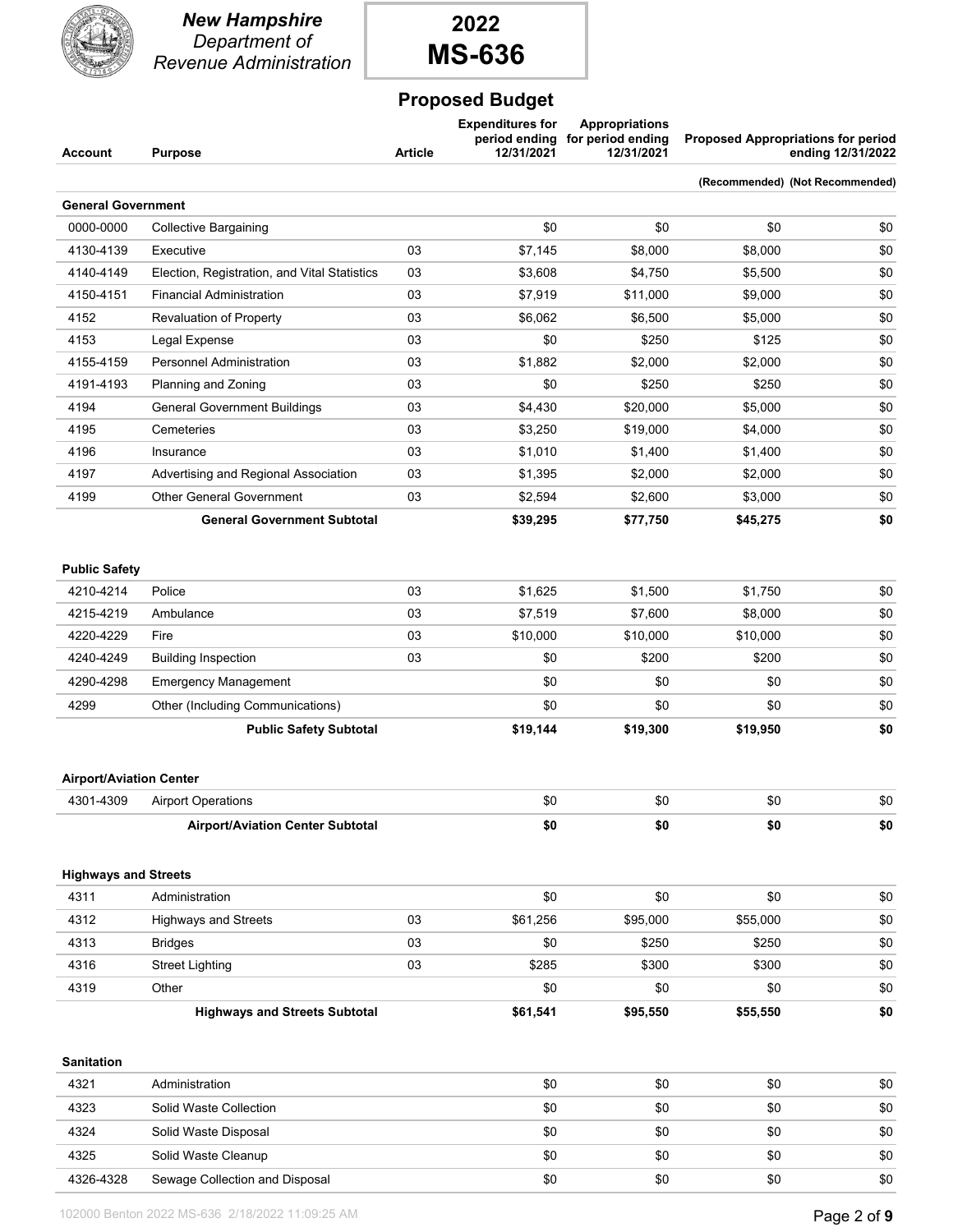**New Hampshire**
*Department of Revenue Administration*

# 2022 MS-636

## Proposed Budget

| Account | Purpose | Article | Expenditures for period ending 12/31/2021 | Appropriations for period ending 12/31/2021 | Proposed Appropriations for period ending 12/31/2022 (Recommended) | (Not Recommended) |
|---|---|---|---|---|---|---|
| **General Government** | | | | | | |
| 0000-0000 | Collective Bargaining | | $0 | $0 | $0 | $0 |
| 4130-4139 | Executive | 03 | $7,145 | $8,000 | $8,000 | $0 |
| 4140-4149 | Election, Registration, and Vital Statistics | 03 | $3,608 | $4,750 | $5,500 | $0 |
| 4150-4151 | Financial Administration | 03 | $7,919 | $11,000 | $9,000 | $0 |
| 4152 | Revaluation of Property | 03 | $6,062 | $6,500 | $5,000 | $0 |
| 4153 | Legal Expense | 03 | $0 | $250 | $125 | $0 |
| 4155-4159 | Personnel Administration | 03 | $1,882 | $2,000 | $2,000 | $0 |
| 4191-4193 | Planning and Zoning | 03 | $0 | $250 | $250 | $0 |
| 4194 | General Government Buildings | 03 | $4,430 | $20,000 | $5,000 | $0 |
| 4195 | Cemeteries | 03 | $3,250 | $19,000 | $4,000 | $0 |
| 4196 | Insurance | 03 | $1,010 | $1,400 | $1,400 | $0 |
| 4197 | Advertising and Regional Association | 03 | $1,395 | $2,000 | $2,000 | $0 |
| 4199 | Other General Government | 03 | $2,594 | $2,600 | $3,000 | $0 |
| | **General Government Subtotal** | | **$39,295** | **$77,750** | **$45,275** | **$0** |
| **Public Safety** | | | | | | |
| 4210-4214 | Police | 03 | $1,625 | $1,500 | $1,750 | $0 |
| 4215-4219 | Ambulance | 03 | $7,519 | $7,600 | $8,000 | $0 |
| 4220-4229 | Fire | 03 | $10,000 | $10,000 | $10,000 | $0 |
| 4240-4249 | Building Inspection | 03 | $0 | $200 | $200 | $0 |
| 4290-4298 | Emergency Management | | $0 | $0 | $0 | $0 |
| 4299 | Other (Including Communications) | | $0 | $0 | $0 | $0 |
| | **Public Safety Subtotal** | | **$19,144** | **$19,300** | **$19,950** | **$0** |
| **Airport/Aviation Center** | | | | | | |
| 4301-4309 | Airport Operations | | $0 | $0 | $0 | $0 |
| | **Airport/Aviation Center Subtotal** | | **$0** | **$0** | **$0** | **$0** |
| **Highways and Streets** | | | | | | |
| 4311 | Administration | | $0 | $0 | $0 | $0 |
| 4312 | Highways and Streets | 03 | $61,256 | $95,000 | $55,000 | $0 |
| 4313 | Bridges | 03 | $0 | $250 | $250 | $0 |
| 4316 | Street Lighting | 03 | $285 | $300 | $300 | $0 |
| 4319 | Other | | $0 | $0 | $0 | $0 |
| | **Highways and Streets Subtotal** | | **$61,541** | **$95,550** | **$55,550** | **$0** |
| **Sanitation** | | | | | | |
| 4321 | Administration | | $0 | $0 | $0 | $0 |
| 4323 | Solid Waste Collection | | $0 | $0 | $0 | $0 |
| 4324 | Solid Waste Disposal | | $0 | $0 | $0 | $0 |
| 4325 | Solid Waste Cleanup | | $0 | $0 | $0 | $0 |
| 4326-4328 | Sewage Collection and Disposal | | $0 | $0 | $0 | $0 |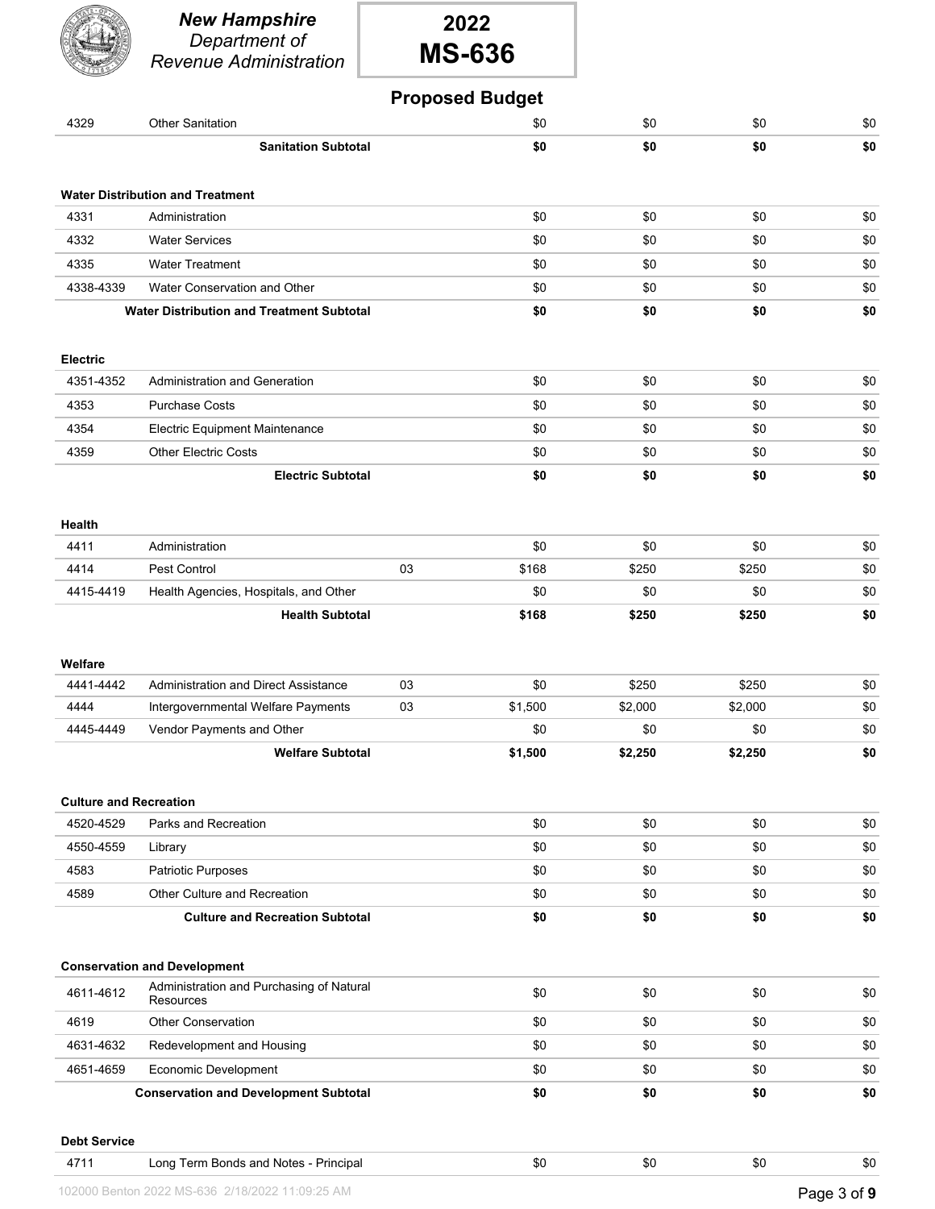**New Hampshire**
*Department of*
*Revenue Administration*

# 2022
# MS-636

## Proposed Budget

| | | | | | | |
|---|---|---|---|---|---|---|
| 4329 | Other Sanitation | | $0 | $0 | $0 | $0 |
| | **Sanitation Subtotal** | | **$0** | **$0** | **$0** | **$0** |
| | | | | | | |
| **Water Distribution and Treatment** | | | | | | |
| 4331 | Administration | | $0 | $0 | $0 | $0 |
| 4332 | Water Services | | $0 | $0 | $0 | $0 |
| 4335 | Water Treatment | | $0 | $0 | $0 | $0 |
| 4338-4339 | Water Conservation and Other | | $0 | $0 | $0 | $0 |
| | **Water Distribution and Treatment Subtotal** | | **$0** | **$0** | **$0** | **$0** |
| | | | | | | |
| **Electric** | | | | | | |
| 4351-4352 | Administration and Generation | | $0 | $0 | $0 | $0 |
| 4353 | Purchase Costs | | $0 | $0 | $0 | $0 |
| 4354 | Electric Equipment Maintenance | | $0 | $0 | $0 | $0 |
| 4359 | Other Electric Costs | | $0 | $0 | $0 | $0 |
| | **Electric Subtotal** | | **$0** | **$0** | **$0** | **$0** |
| | | | | | | |
| **Health** | | | | | | |
| 4411 | Administration | | $0 | $0 | $0 | $0 |
| 4414 | Pest Control | 03 | $168 | $250 | $250 | $0 |
| 4415-4419 | Health Agencies, Hospitals, and Other | | $0 | $0 | $0 | $0 |
| | **Health Subtotal** | | **$168** | **$250** | **$250** | **$0** |
| | | | | | | |
| **Welfare** | | | | | | |
| 4441-4442 | Administration and Direct Assistance | 03 | $0 | $250 | $250 | $0 |
| 4444 | Intergovernmental Welfare Payments | 03 | $1,500 | $2,000 | $2,000 | $0 |
| 4445-4449 | Vendor Payments and Other | | $0 | $0 | $0 | $0 |
| | **Welfare Subtotal** | | **$1,500** | **$2,250** | **$2,250** | **$0** |
| | | | | | | |
| **Culture and Recreation** | | | | | | |
| 4520-4529 | Parks and Recreation | | $0 | $0 | $0 | $0 |
| 4550-4559 | Library | | $0 | $0 | $0 | $0 |
| 4583 | Patriotic Purposes | | $0 | $0 | $0 | $0 |
| 4589 | Other Culture and Recreation | | $0 | $0 | $0 | $0 |
| | **Culture and Recreation Subtotal** | | **$0** | **$0** | **$0** | **$0** |
| | | | | | | |
| **Conservation and Development** | | | | | | |
| 4611-4612 | Administration and Purchasing of Natural Resources | | $0 | $0 | $0 | $0 |
| 4619 | Other Conservation | | $0 | $0 | $0 | $0 |
| 4631-4632 | Redevelopment and Housing | | $0 | $0 | $0 | $0 |
| 4651-4659 | Economic Development | | $0 | $0 | $0 | $0 |
| | **Conservation and Development Subtotal** | | **$0** | **$0** | **$0** | **$0** |
| | | | | | | |
| **Debt Service** | | | | | | |
| 4711 | Long Term Bonds and Notes - Principal | | $0 | $0 | $0 | $0 |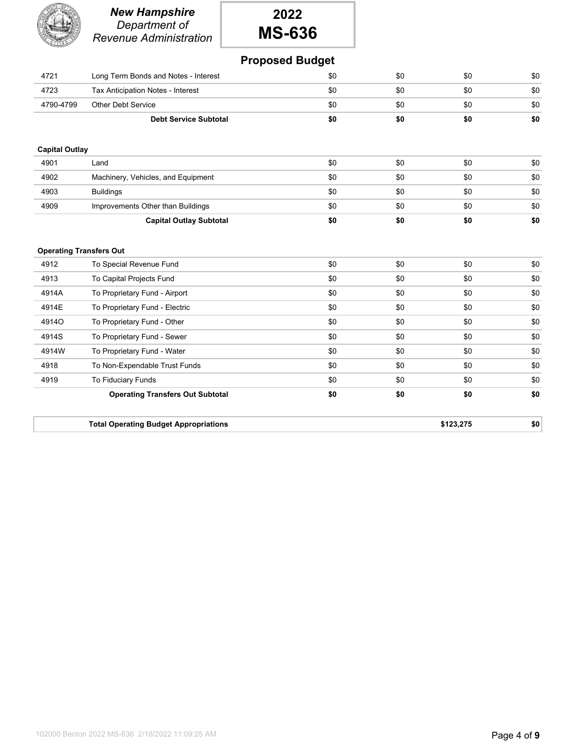# 2022 MS-636

## Proposed Budget

| | | | | | |
|---|---|---|---|---|---|
| 4721 | Long Term Bonds and Notes - Interest | $0 | $0 | $0 | $0 |
| 4723 | Tax Anticipation Notes - Interest | $0 | $0 | $0 | $0 |
| 4790-4799 | Other Debt Service | $0 | $0 | $0 | $0 |
| | **Debt Service Subtotal** | **$0** | **$0** | **$0** | **$0** |

**Capital Outlay**

| | | | | | |
|---|---|---|---|---|---|
| 4901 | Land | $0 | $0 | $0 | $0 |
| 4902 | Machinery, Vehicles, and Equipment | $0 | $0 | $0 | $0 |
| 4903 | Buildings | $0 | $0 | $0 | $0 |
| 4909 | Improvements Other than Buildings | $0 | $0 | $0 | $0 |
| | **Capital Outlay Subtotal** | **$0** | **$0** | **$0** | **$0** |

**Operating Transfers Out**

| | | | | | |
|---|---|---|---|---|---|
| 4912 | To Special Revenue Fund | $0 | $0 | $0 | $0 |
| 4913 | To Capital Projects Fund | $0 | $0 | $0 | $0 |
| 4914A | To Proprietary Fund - Airport | $0 | $0 | $0 | $0 |
| 4914E | To Proprietary Fund - Electric | $0 | $0 | $0 | $0 |
| 4914O | To Proprietary Fund - Other | $0 | $0 | $0 | $0 |
| 4914S | To Proprietary Fund - Sewer | $0 | $0 | $0 | $0 |
| 4914W | To Proprietary Fund - Water | $0 | $0 | $0 | $0 |
| 4918 | To Non-Expendable Trust Funds | $0 | $0 | $0 | $0 |
| 4919 | To Fiduciary Funds | $0 | $0 | $0 | $0 |
| | **Operating Transfers Out Subtotal** | **$0** | **$0** | **$0** | **$0** |

| | | |
|---|---|---|
| **Total Operating Budget Appropriations** | **$123,275** | **$0** |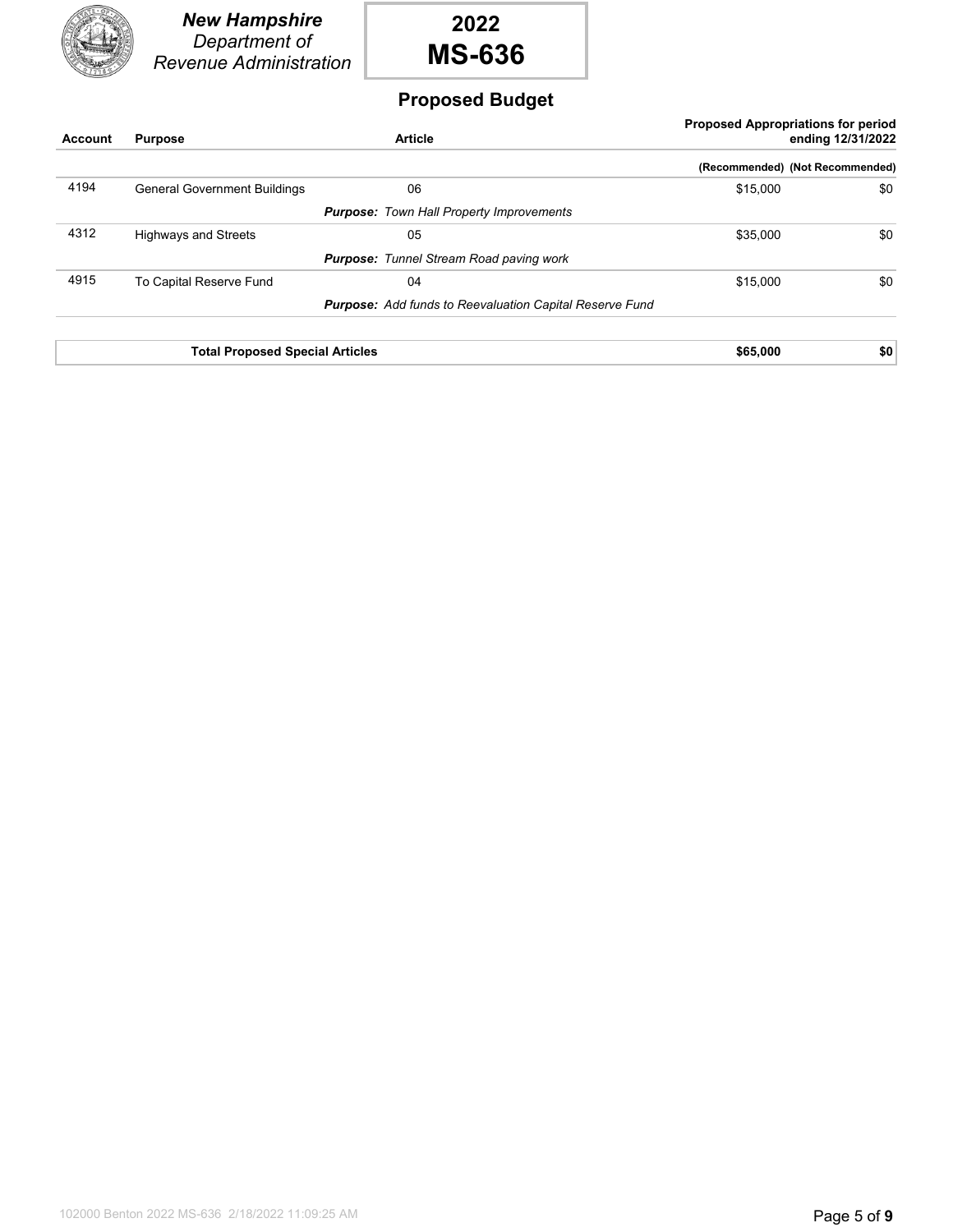**New Hampshire**
*Department of Revenue Administration*

# 2022 MS-636

## Proposed Budget

| Account | Purpose | Article | Proposed Appropriations for period ending 12/31/2022 (Recommended) | (Not Recommended) |
|---|---|---|---|---|
| 4194 | General Government Buildings | 06 | $15,000 | $0 |
| | | ***Purpose:*** *Town Hall Property Improvements* | | |
| 4312 | Highways and Streets | 05 | $35,000 | $0 |
| | | ***Purpose:*** *Tunnel Stream Road paving work* | | |
| 4915 | To Capital Reserve Fund | 04 | $15,000 | $0 |
| | | ***Purpose:*** *Add funds to Reevaluation Capital Reserve Fund* | | |
| | **Total Proposed Special Articles** | | **$65,000** | **$0** |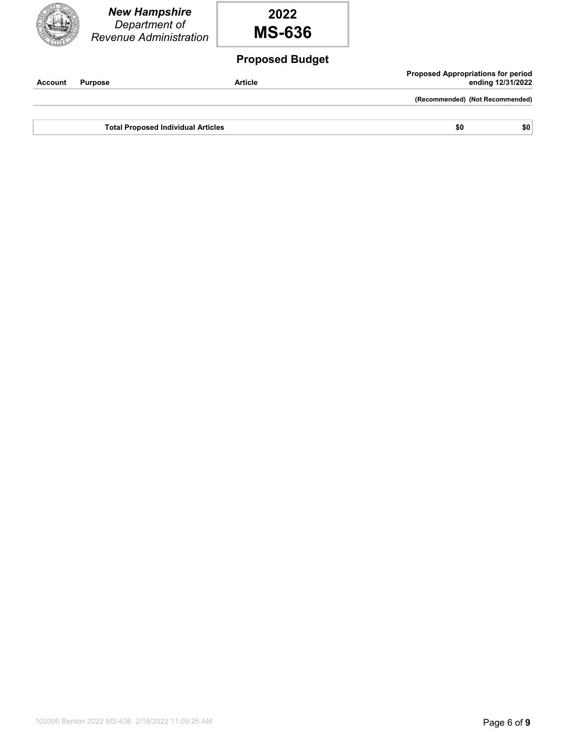**New Hampshire**
Department of
Revenue Administration

# 2022
# MS-636

## Proposed Budget

| Account | Purpose | Article | Proposed Appropriations for period ending 12/31/2022 (Recommended) | (Not Recommended) |
|---|---|---|---|---|
| | **Total Proposed Individual Articles** | | **$0** | **$0** |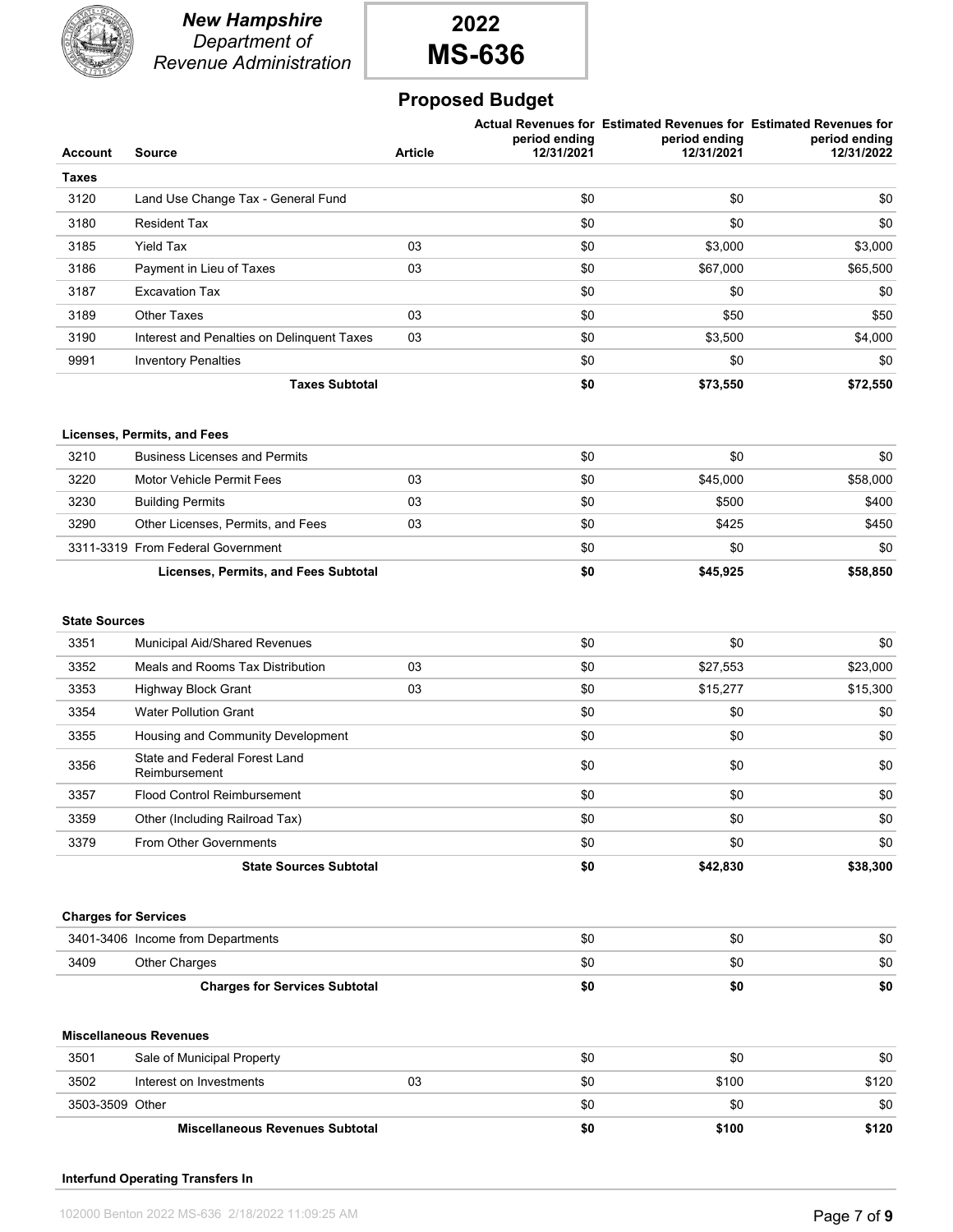**New Hampshire**
*Department of Revenue Administration*

**2022**
**MS-636**

## Proposed Budget

| Account | Source | Article | Actual Revenues for period ending 12/31/2021 | Estimated Revenues for period ending 12/31/2021 | Estimated Revenues for period ending 12/31/2022 |
|---|---|---|---|---|---|
| **Taxes** | | | | | |
| 3120 | Land Use Change Tax - General Fund | | $0 | $0 | $0 |
| 3180 | Resident Tax | | $0 | $0 | $0 |
| 3185 | Yield Tax | 03 | $0 | $3,000 | $3,000 |
| 3186 | Payment in Lieu of Taxes | 03 | $0 | $67,000 | $65,500 |
| 3187 | Excavation Tax | | $0 | $0 | $0 |
| 3189 | Other Taxes | 03 | $0 | $50 | $50 |
| 3190 | Interest and Penalties on Delinquent Taxes | 03 | $0 | $3,500 | $4,000 |
| 9991 | Inventory Penalties | | $0 | $0 | $0 |
| | **Taxes Subtotal** | | **$0** | **$73,550** | **$72,550** |
| **Licenses, Permits, and Fees** | | | | | |
| 3210 | Business Licenses and Permits | | $0 | $0 | $0 |
| 3220 | Motor Vehicle Permit Fees | 03 | $0 | $45,000 | $58,000 |
| 3230 | Building Permits | 03 | $0 | $500 | $400 |
| 3290 | Other Licenses, Permits, and Fees | 03 | $0 | $425 | $450 |
| 3311-3319 | From Federal Government | | $0 | $0 | $0 |
| | **Licenses, Permits, and Fees Subtotal** | | **$0** | **$45,925** | **$58,850** |
| **State Sources** | | | | | |
| 3351 | Municipal Aid/Shared Revenues | | $0 | $0 | $0 |
| 3352 | Meals and Rooms Tax Distribution | 03 | $0 | $27,553 | $23,000 |
| 3353 | Highway Block Grant | 03 | $0 | $15,277 | $15,300 |
| 3354 | Water Pollution Grant | | $0 | $0 | $0 |
| 3355 | Housing and Community Development | | $0 | $0 | $0 |
| 3356 | State and Federal Forest Land Reimbursement | | $0 | $0 | $0 |
| 3357 | Flood Control Reimbursement | | $0 | $0 | $0 |
| 3359 | Other (Including Railroad Tax) | | $0 | $0 | $0 |
| 3379 | From Other Governments | | $0 | $0 | $0 |
| | **State Sources Subtotal** | | **$0** | **$42,830** | **$38,300** |
| **Charges for Services** | | | | | |
| 3401-3406 | Income from Departments | | $0 | $0 | $0 |
| 3409 | Other Charges | | $0 | $0 | $0 |
| | **Charges for Services Subtotal** | | **$0** | **$0** | **$0** |
| **Miscellaneous Revenues** | | | | | |
| 3501 | Sale of Municipal Property | | $0 | $0 | $0 |
| 3502 | Interest on Investments | 03 | $0 | $100 | $120 |
| 3503-3509 | Other | | $0 | $0 | $0 |
| | **Miscellaneous Revenues Subtotal** | | **$0** | **$100** | **$120** |
| **Interfund Operating Transfers In** | | | | | |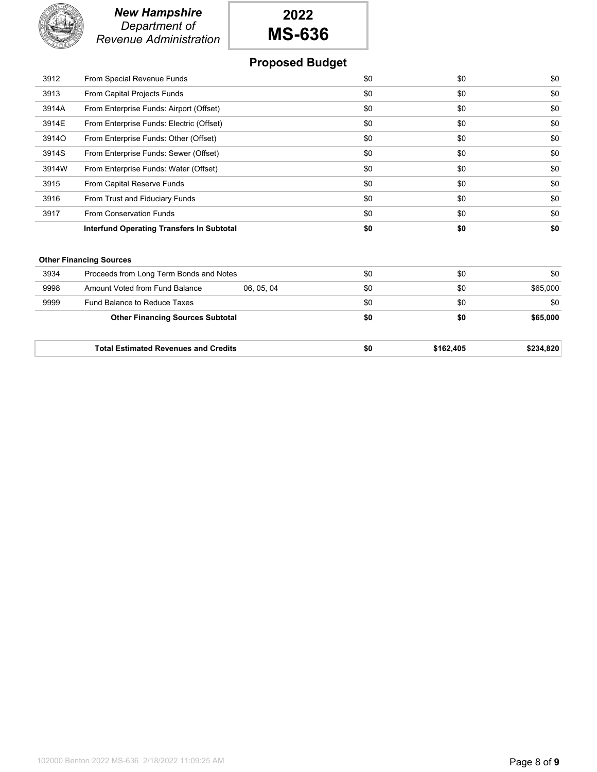**New Hampshire** *Department of Revenue Administration*

**2022 MS-636**

## Proposed Budget

| | | | | | |
|---|---|---|---|---|---|
| 3912 | From Special Revenue Funds | | $0 | $0 | $0 |
| 3913 | From Capital Projects Funds | | $0 | $0 | $0 |
| 3914A | From Enterprise Funds: Airport (Offset) | | $0 | $0 | $0 |
| 3914E | From Enterprise Funds: Electric (Offset) | | $0 | $0 | $0 |
| 3914O | From Enterprise Funds: Other (Offset) | | $0 | $0 | $0 |
| 3914S | From Enterprise Funds: Sewer (Offset) | | $0 | $0 | $0 |
| 3914W | From Enterprise Funds: Water (Offset) | | $0 | $0 | $0 |
| 3915 | From Capital Reserve Funds | | $0 | $0 | $0 |
| 3916 | From Trust and Fiduciary Funds | | $0 | $0 | $0 |
| 3917 | From Conservation Funds | | $0 | $0 | $0 |
| | **Interfund Operating Transfers In Subtotal** | | **$0** | **$0** | **$0** |

**Other Financing Sources**

| | | | | | |
|---|---|---|---|---|---|
| 3934 | Proceeds from Long Term Bonds and Notes | | $0 | $0 | $0 |
| 9998 | Amount Voted from Fund Balance | 06, 05, 04 | $0 | $0 | $65,000 |
| 9999 | Fund Balance to Reduce Taxes | | $0 | $0 | $0 |
| | **Other Financing Sources Subtotal** | | **$0** | **$0** | **$65,000** |

| | | | |
|---|---|---|---|
| **Total Estimated Revenues and Credits** | **$0** | **$162,405** | **$234,820** |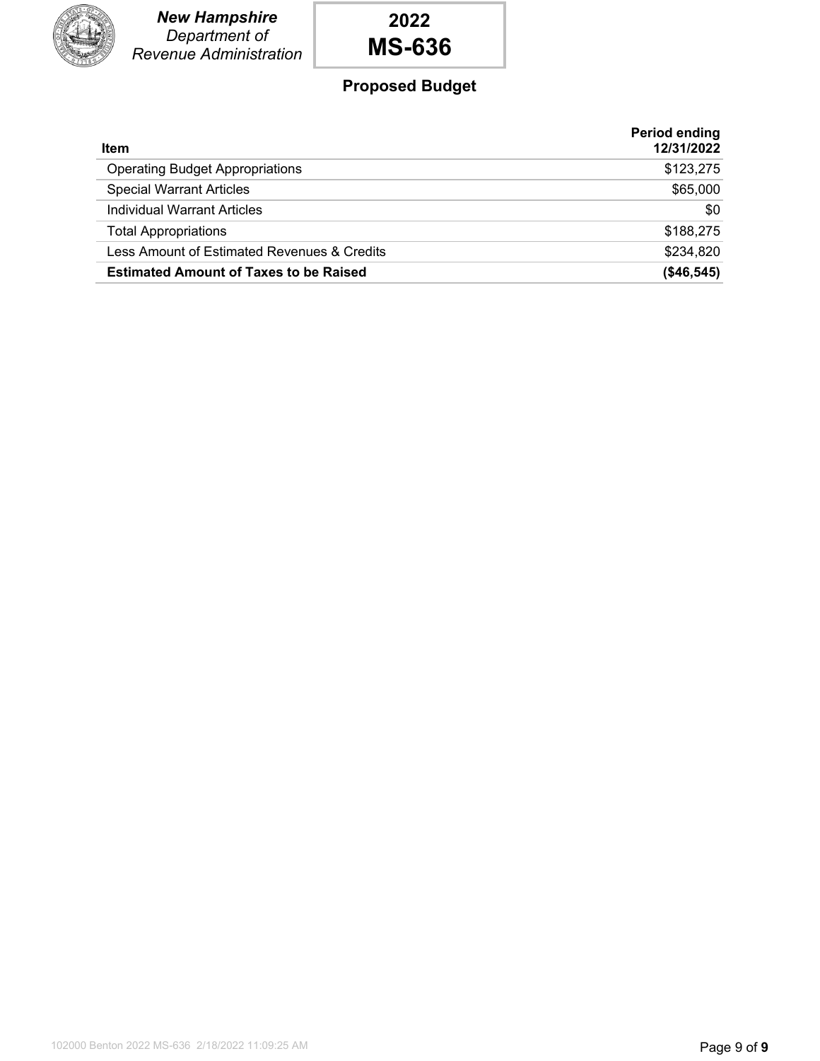New Hampshire
Department of
Revenue Administration

# 2022
# MS-636

## Proposed Budget

| Item | Period ending 12/31/2022 |
|---|---|
| Operating Budget Appropriations | $123,275 |
| Special Warrant Articles | $65,000 |
| Individual Warrant Articles | $0 |
| Total Appropriations | $188,275 |
| Less Amount of Estimated Revenues & Credits | $234,820 |
| **Estimated Amount of Taxes to be Raised** | **($46,545)** |